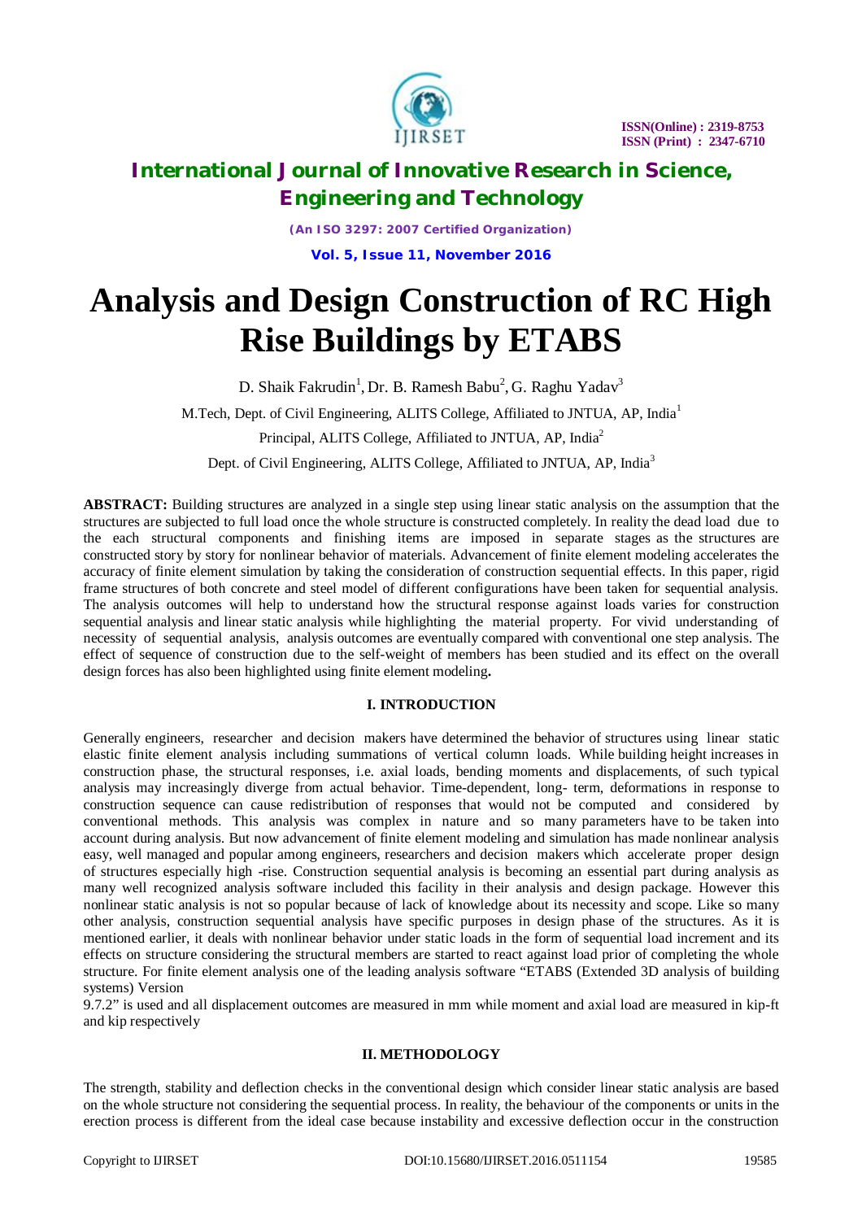# Analysis and Design Construction of RC High Rise Buildings by ETABS

D. Shaik Fakrudin[1], Dr. B. Ramesh Babu[2], G. Raghu Yadav[3]

M.Tech, Dept. of Civil Engineering, ALITS College, Affiliated to JNTUA, AP, India[1]

Principal, ALITS College, Affiliated to JNTUA, AP, India[2]

Dept. of Civil Engineering, ALITS College, Affiliated to JNTUA, AP, India[3]

**ABSTRACT:** Building structures are analyzed in a single step using linear static analysis on the assumption that the structures are subjected to full load once the whole structure is constructed completely. In reality the dead load due to the each structural components and finishing items are imposed in separate stages as the structures are constructed story by story for nonlinear behavior of materials. Advancement of finite element modeling accelerates the accuracy of finite element simulation by taking the consideration of construction sequential effects. In this paper, rigid frame structures of both concrete and steel model of different configurations have been taken for sequential analysis. The analysis outcomes will help to understand how the structural response against loads varies for construction sequential analysis and linear static analysis while highlighting the material property. For vivid understanding of necessity of sequential analysis, analysis outcomes are eventually compared with conventional one step analysis. The effect of sequence of construction due to the self-weight of members has been studied and its effect on the overall design forces has also been highlighted using finite element modeling**.**

## I. INTRODUCTION

Generally engineers, researcher and decision makers have determined the behavior of structures using linear static elastic finite element analysis including summations of vertical column loads. While building height increases in construction phase, the structural responses, i.e. axial loads, bending moments and displacements, of such typical analysis may increasingly diverge from actual behavior. Time-dependent, long- term, deformations in response to construction sequence can cause redistribution of responses that would not be computed and considered by conventional methods. This analysis was complex in nature and so many parameters have to be taken into account during analysis. But now advancement of finite element modeling and simulation has made nonlinear analysis easy, well managed and popular among engineers, researchers and decision makers which accelerate proper design of structures especially high -rise. Construction sequential analysis is becoming an essential part during analysis as many well recognized analysis software included this facility in their analysis and design package. However this nonlinear static analysis is not so popular because of lack of knowledge about its necessity and scope. Like so many other analysis, construction sequential analysis have specific purposes in design phase of the structures. As it is mentioned earlier, it deals with nonlinear behavior under static loads in the form of sequential load increment and its effects on structure considering the structural members are started to react against load prior of completing the whole structure. For finite element analysis one of the leading analysis software "ETABS (Extended 3D analysis of building systems) Version
9.7.2" is used and all displacement outcomes are measured in mm while moment and axial load are measured in kip-ft and kip respectively

## II. METHODOLOGY

The strength, stability and deflection checks in the conventional design which consider linear static analysis are based on the whole structure not considering the sequential process. In reality, the behaviour of the components or units in the erection process is different from the ideal case because instability and excessive deflection occur in the construction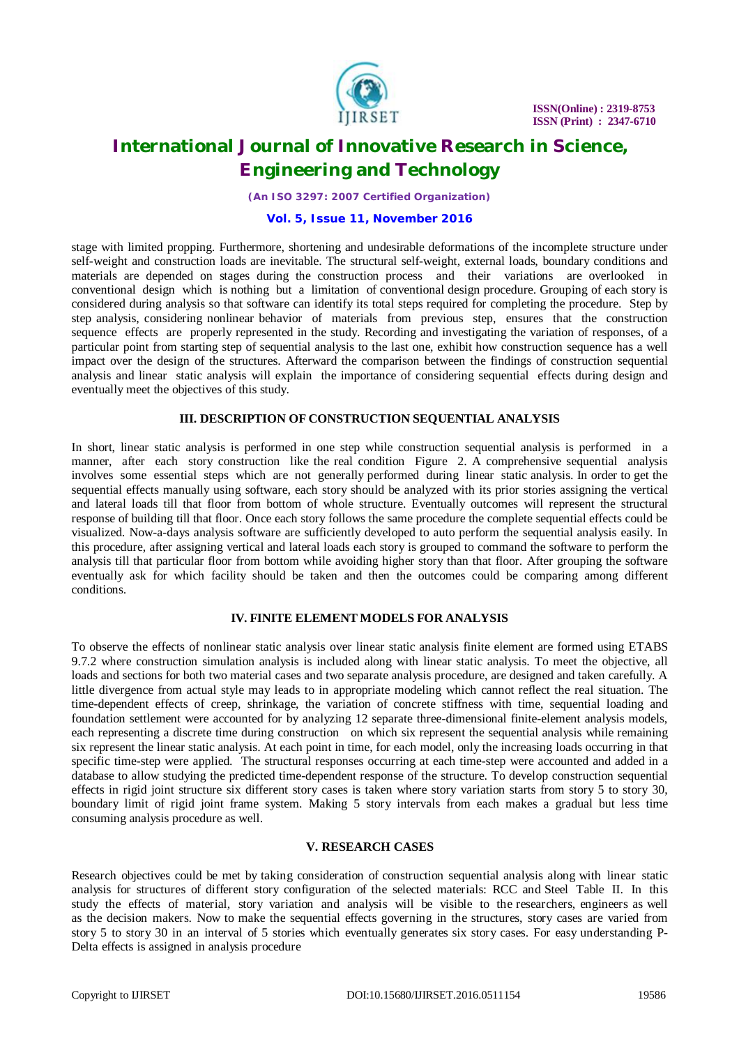stage with limited propping. Furthermore, shortening and undesirable deformations of the incomplete structure under self-weight and construction loads are inevitable. The structural self-weight, external loads, boundary conditions and materials are depended on stages during the construction process and their variations are overlooked in conventional design which is nothing but a limitation of conventional design procedure. Grouping of each story is considered during analysis so that software can identify its total steps required for completing the procedure. Step by step analysis, considering nonlinear behavior of materials from previous step, ensures that the construction sequence effects are properly represented in the study. Recording and investigating the variation of responses, of a particular point from starting step of sequential analysis to the last one, exhibit how construction sequence has a well impact over the design of the structures. Afterward the comparison between the findings of construction sequential analysis and linear static analysis will explain the importance of considering sequential effects during design and eventually meet the objectives of this study.

## III. DESCRIPTION OF CONSTRUCTION SEQUENTIAL ANALYSIS

In short, linear static analysis is performed in one step while construction sequential analysis is performed in a manner, after each story construction like the real condition Figure 2. A comprehensive sequential analysis involves some essential steps which are not generally performed during linear static analysis. In order to get the sequential effects manually using software, each story should be analyzed with its prior stories assigning the vertical and lateral loads till that floor from bottom of whole structure. Eventually outcomes will represent the structural response of building till that floor. Once each story follows the same procedure the complete sequential effects could be visualized. Now-a-days analysis software are sufficiently developed to auto perform the sequential analysis easily. In this procedure, after assigning vertical and lateral loads each story is grouped to command the software to perform the analysis till that particular floor from bottom while avoiding higher story than that floor. After grouping the software eventually ask for which facility should be taken and then the outcomes could be comparing among different conditions.

## IV. FINITE ELEMENT MODELS FOR ANALYSIS

To observe the effects of nonlinear static analysis over linear static analysis finite element are formed using ETABS 9.7.2 where construction simulation analysis is included along with linear static analysis. To meet the objective, all loads and sections for both two material cases and two separate analysis procedure, are designed and taken carefully. A little divergence from actual style may leads to in appropriate modeling which cannot reflect the real situation. The time-dependent effects of creep, shrinkage, the variation of concrete stiffness with time, sequential loading and foundation settlement were accounted for by analyzing 12 separate three-dimensional finite-element analysis models, each representing a discrete time during construction on which six represent the sequential analysis while remaining six represent the linear static analysis. At each point in time, for each model, only the increasing loads occurring in that specific time-step were applied. The structural responses occurring at each time-step were accounted and added in a database to allow studying the predicted time-dependent response of the structure. To develop construction sequential effects in rigid joint structure six different story cases is taken where story variation starts from story 5 to story 30, boundary limit of rigid joint frame system. Making 5 story intervals from each makes a gradual but less time consuming analysis procedure as well.

## V. RESEARCH CASES

Research objectives could be met by taking consideration of construction sequential analysis along with linear static analysis for structures of different story configuration of the selected materials: RCC and Steel Table II. In this study the effects of material, story variation and analysis will be visible to the researchers, engineers as well as the decision makers. Now to make the sequential effects governing in the structures, story cases are varied from story 5 to story 30 in an interval of 5 stories which eventually generates six story cases. For easy understanding P-Delta effects is assigned in analysis procedure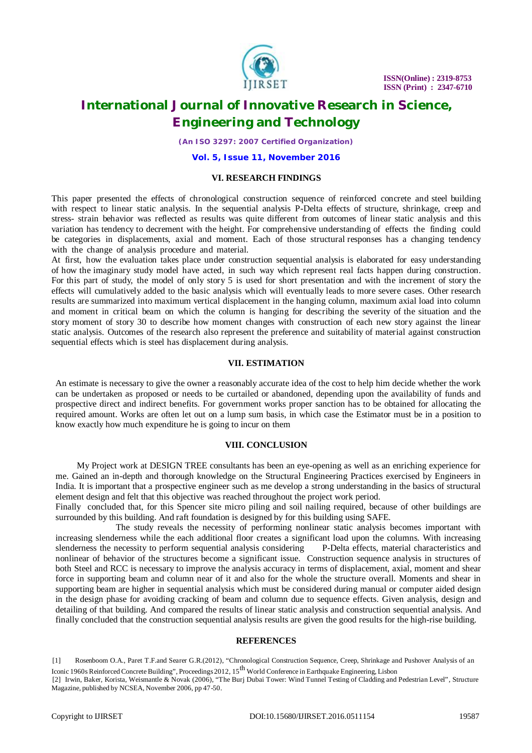## VI. RESEARCH FINDINGS

This paper presented the effects of chronological construction sequence of reinforced concrete and steel building with respect to linear static analysis. In the sequential analysis P-Delta effects of structure, shrinkage, creep and stress- strain behavior was reflected as results was quite different from outcomes of linear static analysis and this variation has tendency to decrement with the height. For comprehensive understanding of effects the finding could be categories in displacements, axial and moment. Each of those structural responses has a changing tendency with the change of analysis procedure and material.

At first, how the evaluation takes place under construction sequential analysis is elaborated for easy understanding of how the imaginary study model have acted, in such way which represent real facts happen during construction. For this part of study, the model of only story 5 is used for short presentation and with the increment of story the effects will cumulatively added to the basic analysis which will eventually leads to more severe cases. Other research results are summarized into maximum vertical displacement in the hanging column, maximum axial load into column and moment in critical beam on which the column is hanging for describing the severity of the situation and the story moment of story 30 to describe how moment changes with construction of each new story against the linear static analysis. Outcomes of the research also represent the preference and suitability of material against construction sequential effects which is steel has displacement during analysis.

## VII. ESTIMATION

An estimate is necessary to give the owner a reasonably accurate idea of the cost to help him decide whether the work can be undertaken as proposed or needs to be curtailed or abandoned, depending upon the availability of funds and prospective direct and indirect benefits. For government works proper sanction has to be obtained for allocating the required amount. Works are often let out on a lump sum basis, in which case the Estimator must be in a position to know exactly how much expenditure he is going to incur on them

## VIII. CONCLUSION

My Project work at DESIGN TREE consultants has been an eye-opening as well as an enriching experience for me. Gained an in-depth and thorough knowledge on the Structural Engineering Practices exercised by Engineers in India. It is important that a prospective engineer such as me develop a strong understanding in the basics of structural element design and felt that this objective was reached throughout the project work period.

Finally concluded that, for this Spencer site micro piling and soil nailing required, because of other buildings are surrounded by this building. And raft foundation is designed by for this building using SAFE.

The study reveals the necessity of performing nonlinear static analysis becomes important with increasing slenderness while the each additional floor creates a significant load upon the columns. With increasing slenderness the necessity to perform sequential analysis considering P-Delta effects, material characteristics and nonlinear of behavior of the structures become a significant issue. Construction sequence analysis in structures of both Steel and RCC is necessary to improve the analysis accuracy in terms of displacement, axial, moment and shear force in supporting beam and column near of it and also for the whole the structure overall. Moments and shear in supporting beam are higher in sequential analysis which must be considered during manual or computer aided design in the design phase for avoiding cracking of beam and column due to sequence effects. Given analysis, design and detailing of that building. And compared the results of linear static analysis and construction sequential analysis. And finally concluded that the construction sequential analysis results are given the good results for the high-rise building.

## REFERENCES

[1] Rosenboom O.A., Paret T.F.and Searer G.R.(2012), "Chronological Construction Sequence, Creep, Shrinkage and Pushover Analysis of an Iconic 1960s Reinforced Concrete Building", Proceedings 2012, 15th World Conference in Earthquake Engineering, Lisbon

[2] Irwin, Baker, Korista, Weismantle & Novak (2006), "The Burj Dubai Tower: Wind Tunnel Testing of Cladding and Pedestrian Level", Structure Magazine, published by NCSEA, November 2006, pp 47-50.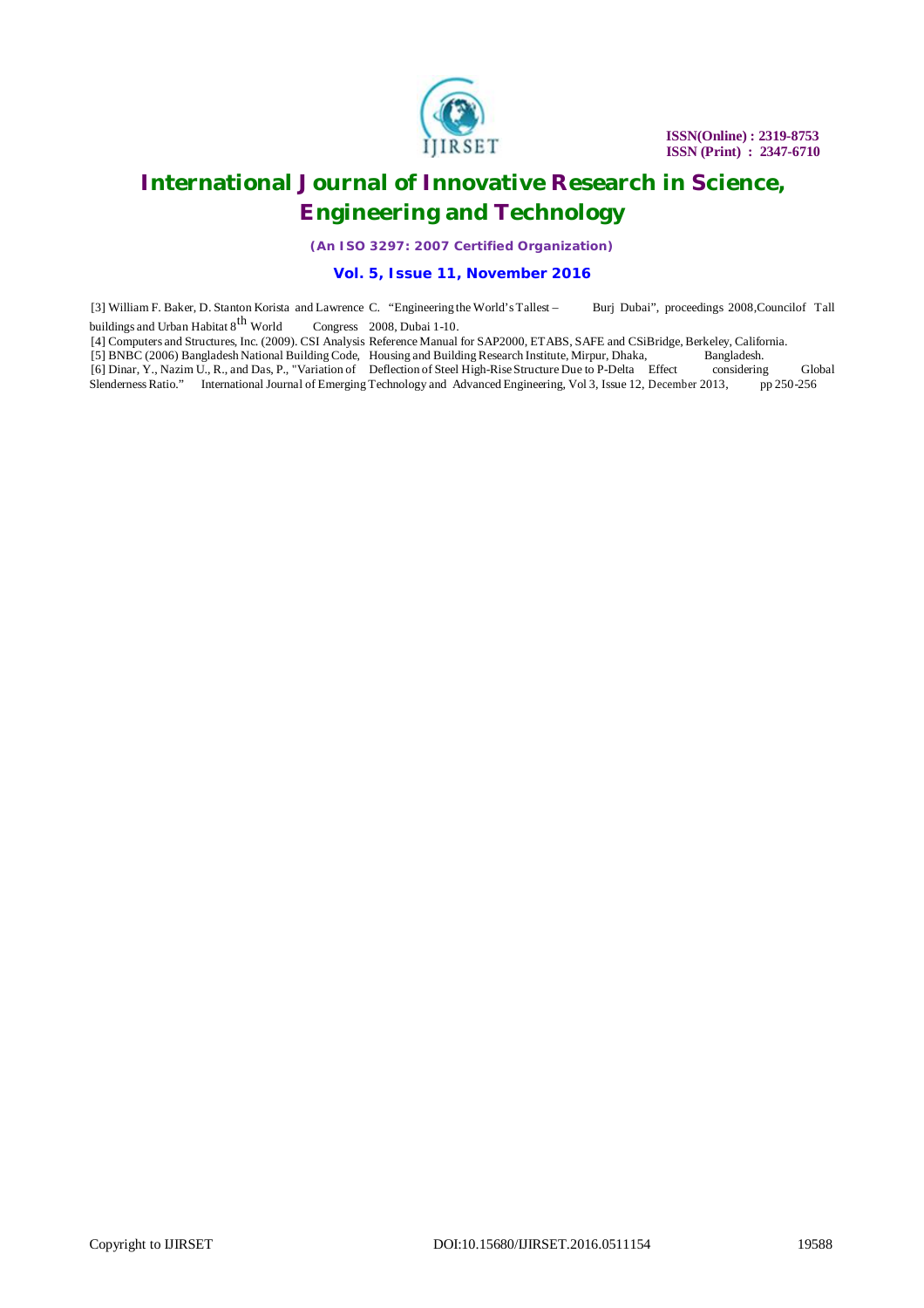[3] William F. Baker, D. Stanton Korista and Lawrence C. "Engineering the World's Tallest – Burj Dubai", proceedings 2008,Councilof Tall buildings and Urban Habitat 8th World Congress 2008, Dubai 1-10.

[4] Computers and Structures, Inc. (2009). CSI Analysis Reference Manual for SAP2000, ETABS, SAFE and CSiBridge, Berkeley, California.

[5] BNBC (2006) Bangladesh National Building Code, Housing and Building Research Institute, Mirpur, Dhaka, Bangladesh.

[6] Dinar, Y., Nazim U., R., and Das, P., "Variation of Deflection of Steel High-Rise Structure Due to P-Delta Effect considering Global Slenderness Ratio." International Journal of Emerging Technology and Advanced Engineering, Vol 3, Issue 12, December 2013, pp 250-256